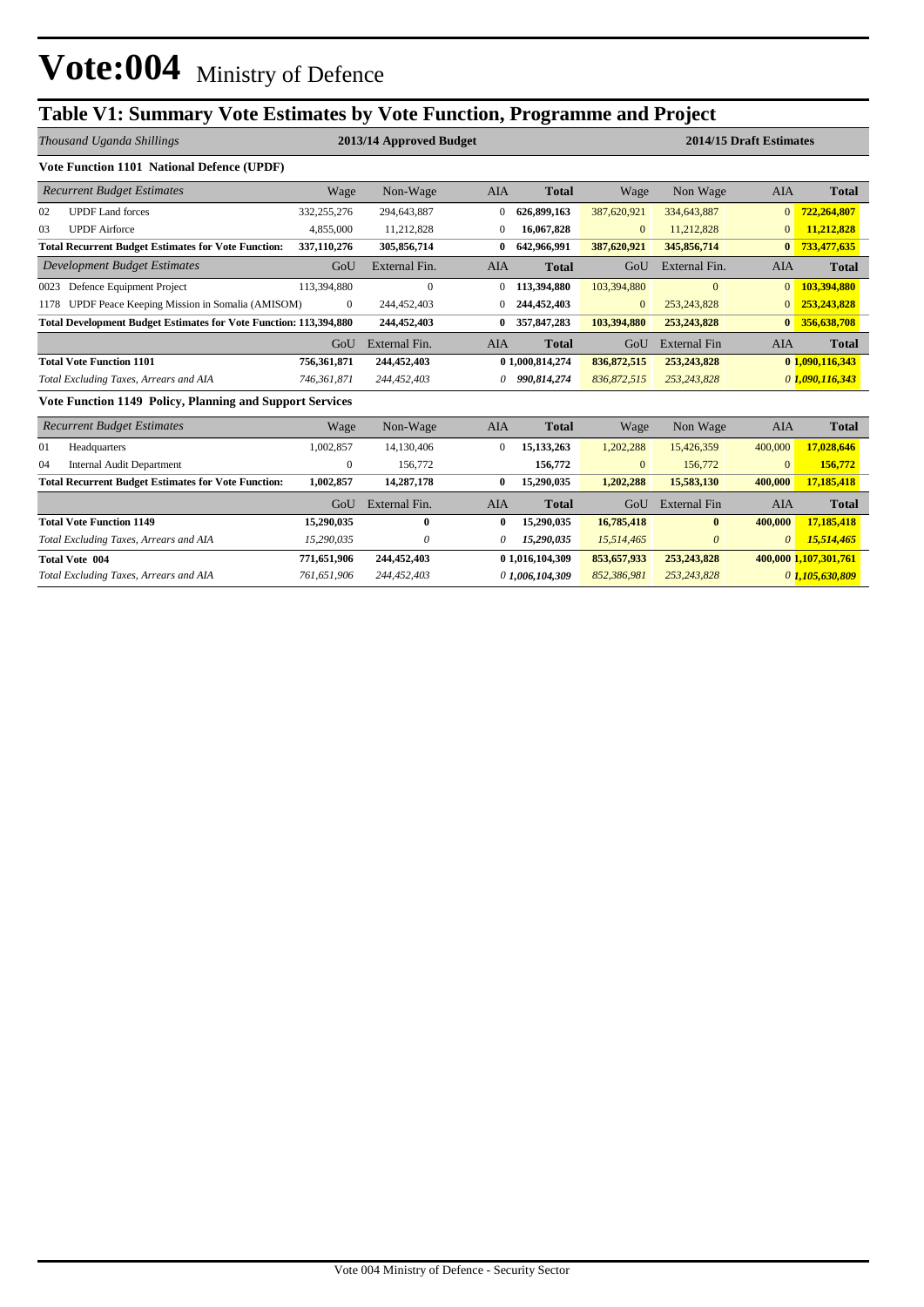# Vote:004 Ministry of Defence

## Table V1: Summary Vote Estimates by Vote Function, Programme and Project

| *Thousand Uganda Shillings* | 2013/14 Approved Budget | | | | 2014/15 Draft Estimates | | | |
|---|---|---|---|---|---|---|---|---|
| **Vote Function 1101 National Defence (UPDF)** | | | | | | | | |
| *Recurrent Budget Estimates* | Wage | Non-Wage | AIA | **Total** | Wage | Non Wage | AIA | **Total** |
| 02 UPDF Land forces | 332,255,276 | 294,643,887 | 0 | **626,899,163** | 387,620,921 | 334,643,887 | 0 | **722,264,807** |
| 03 UPDF Airforce | 4,855,000 | 11,212,828 | 0 | **16,067,828** | 0 | 11,212,828 | 0 | **11,212,828** |
| **Total Recurrent Budget Estimates for Vote Function:** | **337,110,276** | **305,856,714** | **0** | **642,966,991** | **387,620,921** | **345,856,714** | **0** | **733,477,635** |
| *Development Budget Estimates* | GoU | External Fin. | AIA | **Total** | GoU | External Fin. | AIA | **Total** |
| 0023 Defence Equipment Project | 113,394,880 | 0 | 0 | **113,394,880** | 103,394,880 | 0 | 0 | **103,394,880** |
| 1178 UPDF Peace Keeping Mission in Somalia (AMISOM) | 0 | 244,452,403 | 0 | **244,452,403** | 0 | 253,243,828 | 0 | **253,243,828** |
| **Total Development Budget Estimates for Vote Function:** | **113,394,880** | **244,452,403** | **0** | **357,847,283** | **103,394,880** | **253,243,828** | **0** | **356,638,708** |
| | GoU | External Fin. | AIA | **Total** | GoU | External Fin | AIA | **Total** |
| **Total Vote Function 1101** | **756,361,871** | **244,452,403** | **0** | **1,000,814,274** | **836,872,515** | **253,243,828** | **0** | **1,090,116,343** |
| *Total Excluding Taxes, Arrears and AIA* | *746,361,871* | *244,452,403* | *0* | ***990,814,274*** | *836,872,515* | *253,243,828* | *0* | ***1,090,116,343*** |
| **Vote Function 1149 Policy, Planning and Support Services** | | | | | | | | |
| *Recurrent Budget Estimates* | Wage | Non-Wage | AIA | **Total** | Wage | Non Wage | AIA | **Total** |
| 01 Headquarters | 1,002,857 | 14,130,406 | 0 | **15,133,263** | 1,202,288 | 15,426,359 | 400,000 | **17,028,646** |
| 04 Internal Audit Department | 0 | 156,772 | | **156,772** | 0 | 156,772 | 0 | **156,772** |
| **Total Recurrent Budget Estimates for Vote Function:** | **1,002,857** | **14,287,178** | **0** | **15,290,035** | **1,202,288** | **15,583,130** | **400,000** | **17,185,418** |
| | GoU | External Fin. | AIA | **Total** | GoU | External Fin | AIA | **Total** |
| **Total Vote Function 1149** | **15,290,035** | **0** | **0** | **15,290,035** | **16,785,418** | **0** | **400,000** | **17,185,418** |
| *Total Excluding Taxes, Arrears and AIA* | *15,290,035* | *0* | *0* | ***15,290,035*** | *15,514,465* | *0* | *0* | ***15,514,465*** |
| **Total Vote 004** | **771,651,906** | **244,452,403** | **0** | **1,016,104,309** | **853,657,933** | **253,243,828** | **400,000** | **1,107,301,761** |
| *Total Excluding Taxes, Arrears and AIA* | *761,651,906* | *244,452,403* | *0* | ***1,006,104,309*** | *852,386,981* | *253,243,828* | *0* | ***1,105,630,809*** |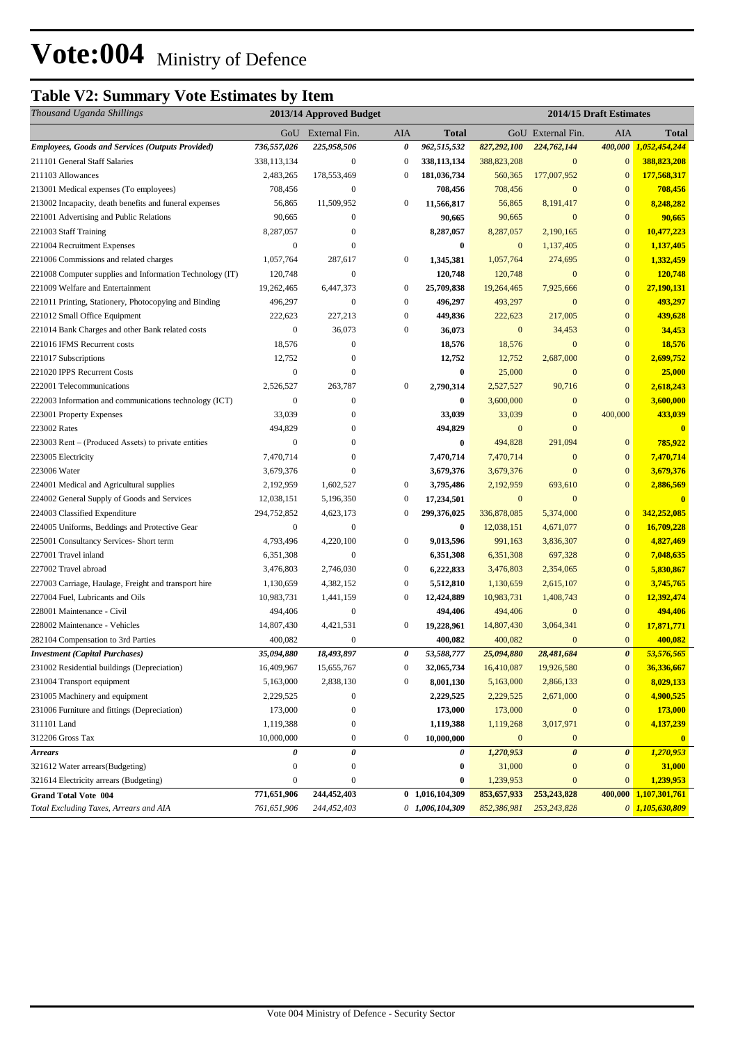# Vote:004 Ministry of Defence

## Table V2: Summary Vote Estimates by Item

| *Thousand Uganda Shillings* | 2013/14 Approved Budget | | | | 2014/15 Draft Estimates | | | |
|---|---|---|---|---|---|---|---|---|
| | GoU | External Fin. | AIA | Total | GoU | External Fin. | AIA | Total |
| ***Employees, Goods and Services (Outputs Provided)*** | ***736,557,026*** | ***225,958,506*** | ***0*** | ***962,515,532*** | ***827,292,100*** | ***224,762,144*** | ***400,000*** | ***1,052,454,244*** |
| 211101 General Staff Salaries | 338,113,134 | 0 | 0 | **338,113,134** | 388,823,208 | 0 | 0 | **388,823,208** |
| 211103 Allowances | 2,483,265 | 178,553,469 | 0 | **181,036,734** | 560,365 | 177,007,952 | 0 | **177,568,317** |
| 213001 Medical expenses (To employees) | 708,456 | 0 | | **708,456** | 708,456 | 0 | 0 | **708,456** |
| 213002 Incapacity, death benefits and funeral expenses | 56,865 | 11,509,952 | 0 | **11,566,817** | 56,865 | 8,191,417 | 0 | **8,248,282** |
| 221001 Advertising and Public Relations | 90,665 | 0 | | **90,665** | 90,665 | 0 | 0 | **90,665** |
| 221003 Staff Training | 8,287,057 | 0 | | **8,287,057** | 8,287,057 | 2,190,165 | 0 | **10,477,223** |
| 221004 Recruitment Expenses | 0 | 0 | | **0** | 0 | 1,137,405 | 0 | **1,137,405** |
| 221006 Commissions and related charges | 1,057,764 | 287,617 | 0 | **1,345,381** | 1,057,764 | 274,695 | 0 | **1,332,459** |
| 221008 Computer supplies and Information Technology (IT) | 120,748 | 0 | | **120,748** | 120,748 | 0 | 0 | **120,748** |
| 221009 Welfare and Entertainment | 19,262,465 | 6,447,373 | 0 | **25,709,838** | 19,264,465 | 7,925,666 | 0 | **27,190,131** |
| 221011 Printing, Stationery, Photocopying and Binding | 496,297 | 0 | 0 | **496,297** | 493,297 | 0 | 0 | **493,297** |
| 221012 Small Office Equipment | 222,623 | 227,213 | 0 | **449,836** | 222,623 | 217,005 | 0 | **439,628** |
| 221014 Bank Charges and other Bank related costs | 0 | 36,073 | 0 | **36,073** | 0 | 34,453 | 0 | **34,453** |
| 221016 IFMS Recurrent costs | 18,576 | 0 | | **18,576** | 18,576 | 0 | 0 | **18,576** |
| 221017 Subscriptions | 12,752 | 0 | | **12,752** | 12,752 | 2,687,000 | 0 | **2,699,752** |
| 221020 IPPS Recurrent Costs | 0 | 0 | | **0** | 25,000 | 0 | 0 | **25,000** |
| 222001 Telecommunications | 2,526,527 | 263,787 | 0 | **2,790,314** | 2,527,527 | 90,716 | 0 | **2,618,243** |
| 222003 Information and communications technology (ICT) | 0 | 0 | | **0** | 3,600,000 | 0 | 0 | **3,600,000** |
| 223001 Property Expenses | 33,039 | 0 | | **33,039** | 33,039 | 0 | 400,000 | **433,039** |
| 223002 Rates | 494,829 | 0 | | **494,829** | 0 | 0 | | **0** |
| 223003 Rent – (Produced Assets) to private entities | 0 | 0 | | **0** | 494,828 | 291,094 | 0 | **785,922** |
| 223005 Electricity | 7,470,714 | 0 | | **7,470,714** | 7,470,714 | 0 | 0 | **7,470,714** |
| 223006 Water | 3,679,376 | 0 | | **3,679,376** | 3,679,376 | 0 | 0 | **3,679,376** |
| 224001 Medical and Agricultural supplies | 2,192,959 | 1,602,527 | 0 | **3,795,486** | 2,192,959 | 693,610 | 0 | **2,886,569** |
| 224002 General Supply of Goods and Services | 12,038,151 | 5,196,350 | 0 | **17,234,501** | 0 | 0 | | **0** |
| 224003 Classified Expenditure | 294,752,852 | 4,623,173 | 0 | **299,376,025** | 336,878,085 | 5,374,000 | 0 | **342,252,085** |
| 224005 Uniforms, Beddings and Protective Gear | 0 | 0 | | **0** | 12,038,151 | 4,671,077 | 0 | **16,709,228** |
| 225001 Consultancy Services- Short term | 4,793,496 | 4,220,100 | 0 | **9,013,596** | 991,163 | 3,836,307 | 0 | **4,827,469** |
| 227001 Travel inland | 6,351,308 | 0 | | **6,351,308** | 6,351,308 | 697,328 | 0 | **7,048,635** |
| 227002 Travel abroad | 3,476,803 | 2,746,030 | 0 | **6,222,833** | 3,476,803 | 2,354,065 | 0 | **5,830,867** |
| 227003 Carriage, Haulage, Freight and transport hire | 1,130,659 | 4,382,152 | 0 | **5,512,810** | 1,130,659 | 2,615,107 | 0 | **3,745,765** |
| 227004 Fuel, Lubricants and Oils | 10,983,731 | 1,441,159 | 0 | **12,424,889** | 10,983,731 | 1,408,743 | 0 | **12,392,474** |
| 228001 Maintenance - Civil | 494,406 | 0 | | **494,406** | 494,406 | 0 | 0 | **494,406** |
| 228002 Maintenance - Vehicles | 14,807,430 | 4,421,531 | 0 | **19,228,961** | 14,807,430 | 3,064,341 | 0 | **17,871,771** |
| 282104 Compensation to 3rd Parties | 400,082 | 0 | | **400,082** | 400,082 | 0 | 0 | **400,082** |
| ***Investment (Capital Purchases)*** | ***35,094,880*** | ***18,493,897*** | ***0*** | ***53,588,777*** | ***25,094,880*** | ***28,481,684*** | ***0*** | ***53,576,565*** |
| 231002 Residential buildings (Depreciation) | 16,409,967 | 15,655,767 | 0 | **32,065,734** | 16,410,087 | 19,926,580 | 0 | **36,336,667** |
| 231004 Transport equipment | 5,163,000 | 2,838,130 | 0 | **8,001,130** | 5,163,000 | 2,866,133 | 0 | **8,029,133** |
| 231005 Machinery and equipment | 2,229,525 | 0 | | **2,229,525** | 2,229,525 | 2,671,000 | 0 | **4,900,525** |
| 231006 Furniture and fittings (Depreciation) | 173,000 | 0 | | **173,000** | 173,000 | 0 | 0 | **173,000** |
| 311101 Land | 1,119,388 | 0 | | **1,119,388** | 1,119,268 | 3,017,971 | 0 | **4,137,239** |
| 312206 Gross Tax | 10,000,000 | 0 | 0 | **10,000,000** | 0 | 0 | | **0** |
| ***Arrears*** | ***0*** | ***0*** | | ***0*** | ***1,270,953*** | ***0*** | ***0*** | ***1,270,953*** |
| 321612 Water arrears(Budgeting) | 0 | 0 | | **0** | 31,000 | 0 | 0 | **31,000** |
| 321614 Electricity arrears (Budgeting) | 0 | 0 | | **0** | 1,239,953 | 0 | 0 | **1,239,953** |
| **Grand Total Vote 004** | **771,651,906** | **244,452,403** | **0** | **1,016,104,309** | **853,657,933** | **253,243,828** | **400,000** | **1,107,301,761** |
| *Total Excluding Taxes, Arrears and AIA* | *761,651,906* | *244,452,403* | *0* | *1,006,104,309* | *852,386,981* | *253,243,828* | *0* | *1,105,630,809* |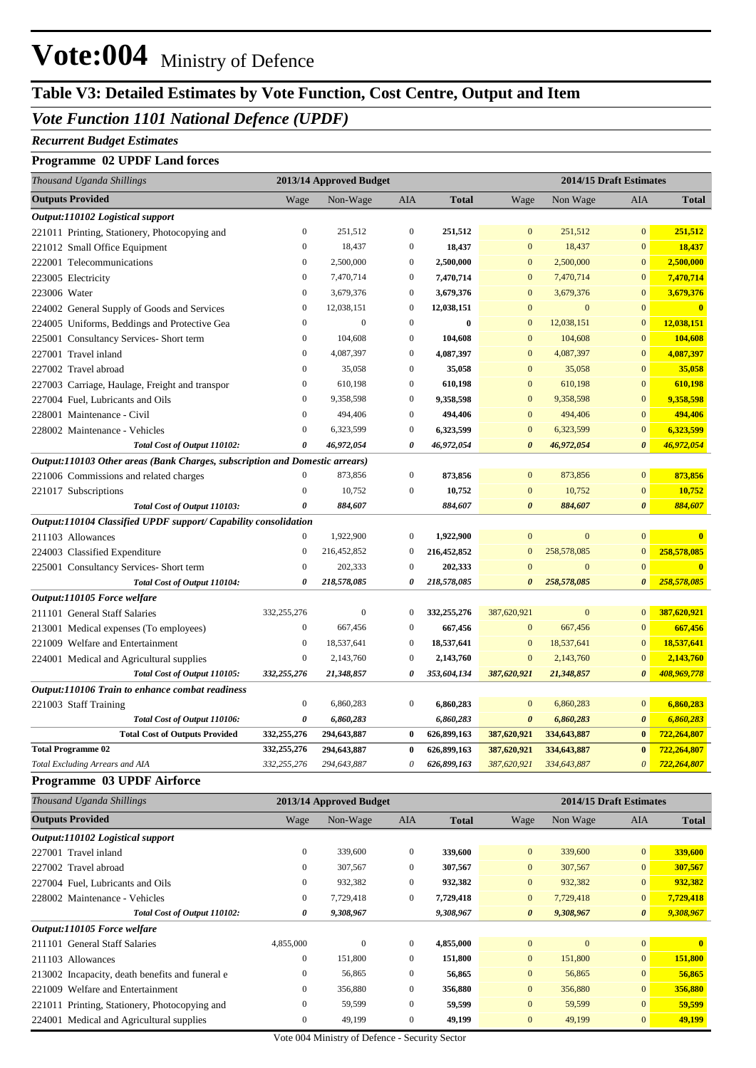# Vote:004 Ministry of Defence

## Table V3: Detailed Estimates by Vote Function, Cost Centre, Output and Item

### *Vote Function 1101 National Defence (UPDF)*

#### *Recurrent Budget Estimates*

#### Programme 02 UPDF Land forces

| *Thousand Uganda Shillings* | 2013/14 Approved Budget | | | | 2014/15 Draft Estimates | | | |
|---|---|---|---|---|---|---|---|---|
| **Outputs Provided** | Wage | Non-Wage | AIA | **Total** | Wage | Non Wage | AIA | **Total** |
| ***Output:110102 Logistical support*** | | | | | | | | |
| 221011 Printing, Stationery, Photocopying and | 0 | 251,512 | 0 | **251,512** | 0 | 251,512 | 0 | **251,512** |
| 221012 Small Office Equipment | 0 | 18,437 | 0 | **18,437** | 0 | 18,437 | 0 | **18,437** |
| 222001 Telecommunications | 0 | 2,500,000 | 0 | **2,500,000** | 0 | 2,500,000 | 0 | **2,500,000** |
| 223005 Electricity | 0 | 7,470,714 | 0 | **7,470,714** | 0 | 7,470,714 | 0 | **7,470,714** |
| 223006 Water | 0 | 3,679,376 | 0 | **3,679,376** | 0 | 3,679,376 | 0 | **3,679,376** |
| 224002 General Supply of Goods and Services | 0 | 12,038,151 | 0 | **12,038,151** | 0 | 0 | 0 | **0** |
| 224005 Uniforms, Beddings and Protective Gea | 0 | 0 | 0 | **0** | 0 | 12,038,151 | 0 | **12,038,151** |
| 225001 Consultancy Services- Short term | 0 | 104,608 | 0 | **104,608** | 0 | 104,608 | 0 | **104,608** |
| 227001 Travel inland | 0 | 4,087,397 | 0 | **4,087,397** | 0 | 4,087,397 | 0 | **4,087,397** |
| 227002 Travel abroad | 0 | 35,058 | 0 | **35,058** | 0 | 35,058 | 0 | **35,058** |
| 227003 Carriage, Haulage, Freight and transpor | 0 | 610,198 | 0 | **610,198** | 0 | 610,198 | 0 | **610,198** |
| 227004 Fuel, Lubricants and Oils | 0 | 9,358,598 | 0 | **9,358,598** | 0 | 9,358,598 | 0 | **9,358,598** |
| 228001 Maintenance - Civil | 0 | 494,406 | 0 | **494,406** | 0 | 494,406 | 0 | **494,406** |
| 228002 Maintenance - Vehicles | 0 | 6,323,599 | 0 | **6,323,599** | 0 | 6,323,599 | 0 | **6,323,599** |
| ***Total Cost of Output 110102:*** | ***0*** | ***46,972,054*** | ***0*** | ***46,972,054*** | ***0*** | ***46,972,054*** | ***0*** | ***46,972,054*** |
| ***Output:110103 Other areas (Bank Charges, subscription and Domestic arrears)*** | | | | | | | | |
| 221006 Commissions and related charges | 0 | 873,856 | 0 | **873,856** | 0 | 873,856 | 0 | **873,856** |
| 221017 Subscriptions | 0 | 10,752 | 0 | **10,752** | 0 | 10,752 | 0 | **10,752** |
| ***Total Cost of Output 110103:*** | ***0*** | ***884,607*** | | ***884,607*** | ***0*** | ***884,607*** | ***0*** | ***884,607*** |
| ***Output:110104 Classified UPDF support/ Capability consolidation*** | | | | | | | | |
| 211103 Allowances | 0 | 1,922,900 | 0 | **1,922,900** | 0 | 0 | 0 | **0** |
| 224003 Classified Expenditure | 0 | 216,452,852 | 0 | **216,452,852** | 0 | 258,578,085 | 0 | **258,578,085** |
| 225001 Consultancy Services- Short term | 0 | 202,333 | 0 | **202,333** | 0 | 0 | 0 | **0** |
| ***Total Cost of Output 110104:*** | ***0*** | ***218,578,085*** | ***0*** | ***218,578,085*** | ***0*** | ***258,578,085*** | ***0*** | ***258,578,085*** |
| ***Output:110105 Force welfare*** | | | | | | | | |
| 211101 General Staff Salaries | 332,255,276 | 0 | 0 | **332,255,276** | 387,620,921 | 0 | 0 | **387,620,921** |
| 213001 Medical expenses (To employees) | 0 | 667,456 | 0 | **667,456** | 0 | 667,456 | 0 | **667,456** |
| 221009 Welfare and Entertainment | 0 | 18,537,641 | 0 | **18,537,641** | 0 | 18,537,641 | 0 | **18,537,641** |
| 224001 Medical and Agricultural supplies | 0 | 2,143,760 | 0 | **2,143,760** | 0 | 2,143,760 | 0 | **2,143,760** |
| ***Total Cost of Output 110105:*** | ***332,255,276*** | ***21,348,857*** | ***0*** | ***353,604,134*** | ***387,620,921*** | ***21,348,857*** | ***0*** | ***408,969,778*** |
| ***Output:110106 Train to enhance combat readiness*** | | | | | | | | |
| 221003 Staff Training | 0 | 6,860,283 | 0 | **6,860,283** | 0 | 6,860,283 | 0 | **6,860,283** |
| ***Total Cost of Output 110106:*** | ***0*** | ***6,860,283*** | | ***6,860,283*** | ***0*** | ***6,860,283*** | ***0*** | ***6,860,283*** |
| **Total Cost of Outputs Provided** | **332,255,276** | **294,643,887** | **0** | **626,899,163** | **387,620,921** | **334,643,887** | **0** | **722,264,807** |
| **Total Programme 02** | **332,255,276** | **294,643,887** | **0** | **626,899,163** | **387,620,921** | **334,643,887** | **0** | **722,264,807** |
| *Total Excluding Arrears and AIA* | *332,255,276* | *294,643,887* | *0* | *626,899,163* | *387,620,921* | *334,643,887* | *0* | *722,264,807* |

#### Programme 03 UPDF Airforce

| *Thousand Uganda Shillings* | 2013/14 Approved Budget | | | | 2014/15 Draft Estimates | | | |
|---|---|---|---|---|---|---|---|---|
| **Outputs Provided** | Wage | Non-Wage | AIA | **Total** | Wage | Non Wage | AIA | **Total** |
| ***Output:110102 Logistical support*** | | | | | | | | |
| 227001 Travel inland | 0 | 339,600 | 0 | **339,600** | 0 | 339,600 | 0 | **339,600** |
| 227002 Travel abroad | 0 | 307,567 | 0 | **307,567** | 0 | 307,567 | 0 | **307,567** |
| 227004 Fuel, Lubricants and Oils | 0 | 932,382 | 0 | **932,382** | 0 | 932,382 | 0 | **932,382** |
| 228002 Maintenance - Vehicles | 0 | 7,729,418 | 0 | **7,729,418** | 0 | 7,729,418 | 0 | **7,729,418** |
| ***Total Cost of Output 110102:*** | ***0*** | ***9,308,967*** | | ***9,308,967*** | ***0*** | ***9,308,967*** | ***0*** | ***9,308,967*** |
| ***Output:110105 Force welfare*** | | | | | | | | |
| 211101 General Staff Salaries | 4,855,000 | 0 | 0 | **4,855,000** | 0 | 0 | 0 | **0** |
| 211103 Allowances | 0 | 151,800 | 0 | **151,800** | 0 | 151,800 | 0 | **151,800** |
| 213002 Incapacity, death benefits and funeral e | 0 | 56,865 | 0 | **56,865** | 0 | 56,865 | 0 | **56,865** |
| 221009 Welfare and Entertainment | 0 | 356,880 | 0 | **356,880** | 0 | 356,880 | 0 | **356,880** |
| 221011 Printing, Stationery, Photocopying and | 0 | 59,599 | 0 | **59,599** | 0 | 59,599 | 0 | **59,599** |
| 224001 Medical and Agricultural supplies | 0 | 49,199 | 0 | **49,199** | 0 | 49,199 | 0 | **49,199** |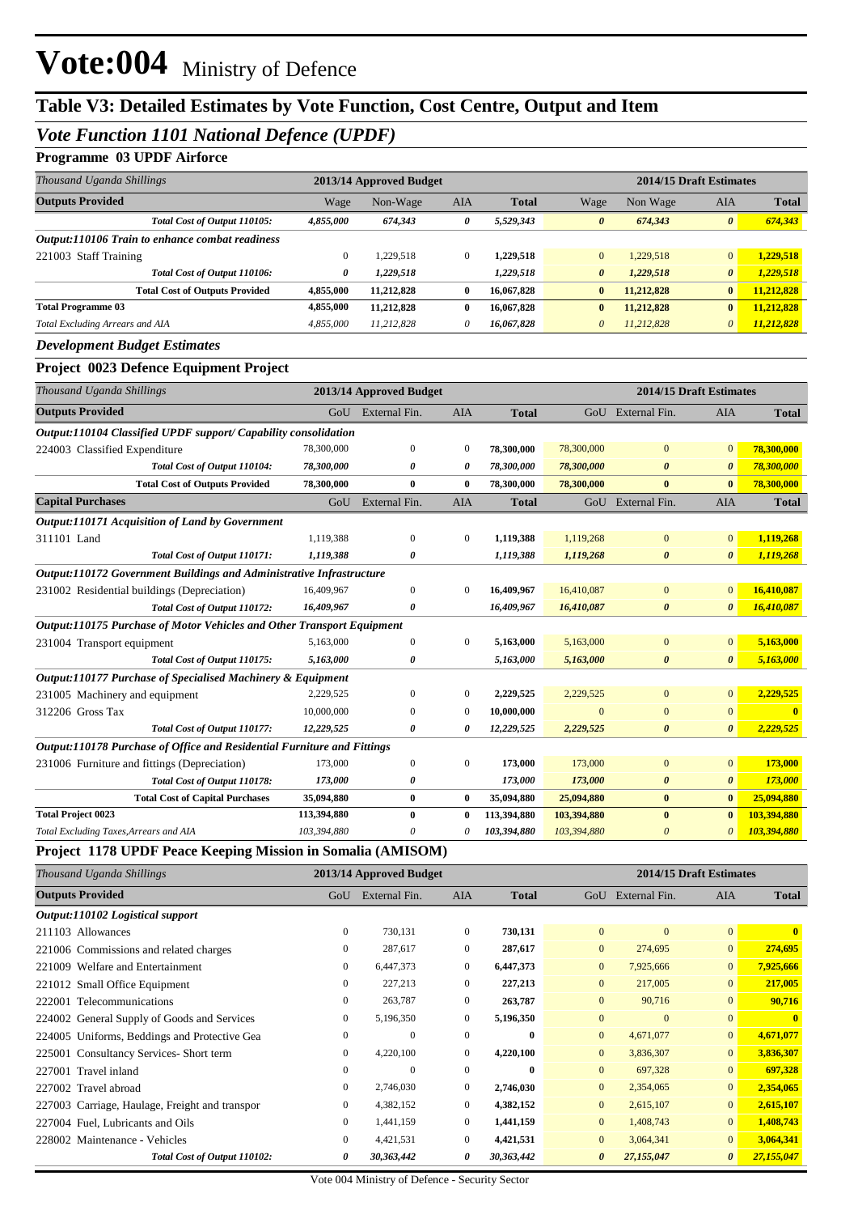# Vote:004 Ministry of Defence

## Table V3: Detailed Estimates by Vote Function, Cost Centre, Output and Item

### *Vote Function 1101 National Defence (UPDF)*

#### Programme 03 UPDF Airforce

| *Thousand Uganda Shillings* | 2013/14 Approved Budget | | | | 2014/15 Draft Estimates | | | |
|---|---|---|---|---|---|---|---|---|
| **Outputs Provided** | Wage | Non-Wage | AIA | **Total** | Wage | Non Wage | AIA | **Total** |
| ***Total Cost of Output 110105:*** | ***4,855,000*** | ***674,343*** | ***0*** | ***5,529,343*** | ***0*** | ***674,343*** | ***0*** | ***674,343*** |
| ***Output:110106 Train to enhance combat readiness*** | | | | | | | | |
| 221003 Staff Training | 0 | 1,229,518 | 0 | **1,229,518** | 0 | 1,229,518 | 0 | **1,229,518** |
| ***Total Cost of Output 110106:*** | ***0*** | ***1,229,518*** | | ***1,229,518*** | ***0*** | ***1,229,518*** | ***0*** | ***1,229,518*** |
| **Total Cost of Outputs Provided** | **4,855,000** | **11,212,828** | **0** | **16,067,828** | **0** | **11,212,828** | **0** | **11,212,828** |
| **Total Programme 03** | **4,855,000** | **11,212,828** | **0** | **16,067,828** | **0** | **11,212,828** | **0** | **11,212,828** |
| *Total Excluding Arrears and AIA* | *4,855,000* | *11,212,828* | *0* | *16,067,828* | *0* | *11,212,828* | *0* | *11,212,828* |

### *Development Budget Estimates*

#### Project 0023 Defence Equipment Project

| *Thousand Uganda Shillings* | 2013/14 Approved Budget | | | | 2014/15 Draft Estimates | | | |
|---|---|---|---|---|---|---|---|---|
| **Outputs Provided** | GoU | External Fin. | AIA | **Total** | GoU | External Fin. | AIA | **Total** |
| ***Output:110104 Classified UPDF support/ Capability consolidation*** | | | | | | | | |
| 224003 Classified Expenditure | 78,300,000 | 0 | 0 | **78,300,000** | 78,300,000 | 0 | 0 | **78,300,000** |
| ***Total Cost of Output 110104:*** | ***78,300,000*** | ***0*** | ***0*** | ***78,300,000*** | ***78,300,000*** | ***0*** | ***0*** | ***78,300,000*** |
| **Total Cost of Outputs Provided** | **78,300,000** | **0** | **0** | **78,300,000** | **78,300,000** | **0** | **0** | **78,300,000** |
| **Capital Purchases** | GoU | External Fin. | AIA | **Total** | GoU | External Fin. | AIA | **Total** |
| ***Output:110171 Acquisition of Land by Government*** | | | | | | | | |
| 311101 Land | 1,119,388 | 0 | 0 | **1,119,388** | 1,119,268 | 0 | 0 | **1,119,268** |
| ***Total Cost of Output 110171:*** | ***1,119,388*** | ***0*** | | ***1,119,388*** | ***1,119,268*** | ***0*** | ***0*** | ***1,119,268*** |
| ***Output:110172 Government Buildings and Administrative Infrastructure*** | | | | | | | | |
| 231002 Residential buildings (Depreciation) | 16,409,967 | 0 | 0 | **16,409,967** | 16,410,087 | 0 | 0 | **16,410,087** |
| ***Total Cost of Output 110172:*** | ***16,409,967*** | ***0*** | | ***16,409,967*** | ***16,410,087*** | ***0*** | ***0*** | ***16,410,087*** |
| ***Output:110175 Purchase of Motor Vehicles and Other Transport Equipment*** | | | | | | | | |
| 231004 Transport equipment | 5,163,000 | 0 | 0 | **5,163,000** | 5,163,000 | 0 | 0 | **5,163,000** |
| ***Total Cost of Output 110175:*** | ***5,163,000*** | ***0*** | | ***5,163,000*** | ***5,163,000*** | ***0*** | ***0*** | ***5,163,000*** |
| ***Output:110177 Purchase of Specialised Machinery & Equipment*** | | | | | | | | |
| 231005 Machinery and equipment | 2,229,525 | 0 | 0 | **2,229,525** | 2,229,525 | 0 | 0 | **2,229,525** |
| 312206 Gross Tax | 10,000,000 | 0 | 0 | **10,000,000** | 0 | 0 | 0 | **0** |
| ***Total Cost of Output 110177:*** | ***12,229,525*** | ***0*** | ***0*** | ***12,229,525*** | ***2,229,525*** | ***0*** | ***0*** | ***2,229,525*** |
| ***Output:110178 Purchase of Office and Residential Furniture and Fittings*** | | | | | | | | |
| 231006 Furniture and fittings (Depreciation) | 173,000 | 0 | 0 | **173,000** | 173,000 | 0 | 0 | **173,000** |
| ***Total Cost of Output 110178:*** | ***173,000*** | ***0*** | | ***173,000*** | ***173,000*** | ***0*** | ***0*** | ***173,000*** |
| **Total Cost of Capital Purchases** | **35,094,880** | **0** | **0** | **35,094,880** | **25,094,880** | **0** | **0** | **25,094,880** |
| **Total Project 0023** | **113,394,880** | **0** | **0** | **113,394,880** | **103,394,880** | **0** | **0** | **103,394,880** |
| *Total Excluding Taxes,Arrears and AIA* | *103,394,880* | *0* | *0* | *103,394,880* | *103,394,880* | *0* | *0* | *103,394,880* |

#### Project 1178 UPDF Peace Keeping Mission in Somalia (AMISOM)

| *Thousand Uganda Shillings* | 2013/14 Approved Budget | | | | 2014/15 Draft Estimates | | | |
|---|---|---|---|---|---|---|---|---|
| **Outputs Provided** | GoU | External Fin. | AIA | **Total** | GoU | External Fin. | AIA | **Total** |
| ***Output:110102 Logistical support*** | | | | | | | | |
| 211103 Allowances | 0 | 730,131 | 0 | **730,131** | 0 | 0 | 0 | **0** |
| 221006 Commissions and related charges | 0 | 287,617 | 0 | **287,617** | 0 | 274,695 | 0 | **274,695** |
| 221009 Welfare and Entertainment | 0 | 6,447,373 | 0 | **6,447,373** | 0 | 7,925,666 | 0 | **7,925,666** |
| 221012 Small Office Equipment | 0 | 227,213 | 0 | **227,213** | 0 | 217,005 | 0 | **217,005** |
| 222001 Telecommunications | 0 | 263,787 | 0 | **263,787** | 0 | 90,716 | 0 | **90,716** |
| 224002 General Supply of Goods and Services | 0 | 5,196,350 | 0 | **5,196,350** | 0 | 0 | 0 | **0** |
| 224005 Uniforms, Beddings and Protective Gea | 0 | 0 | 0 | **0** | 0 | 4,671,077 | 0 | **4,671,077** |
| 225001 Consultancy Services- Short term | 0 | 4,220,100 | 0 | **4,220,100** | 0 | 3,836,307 | 0 | **3,836,307** |
| 227001 Travel inland | 0 | 0 | 0 | **0** | 0 | 697,328 | 0 | **697,328** |
| 227002 Travel abroad | 0 | 2,746,030 | 0 | **2,746,030** | 0 | 2,354,065 | 0 | **2,354,065** |
| 227003 Carriage, Haulage, Freight and transpor | 0 | 4,382,152 | 0 | **4,382,152** | 0 | 2,615,107 | 0 | **2,615,107** |
| 227004 Fuel, Lubricants and Oils | 0 | 1,441,159 | 0 | **1,441,159** | 0 | 1,408,743 | 0 | **1,408,743** |
| 228002 Maintenance - Vehicles | 0 | 4,421,531 | 0 | **4,421,531** | 0 | 3,064,341 | 0 | **3,064,341** |
| ***Total Cost of Output 110102:*** | ***0*** | ***30,363,442*** | ***0*** | ***30,363,442*** | ***0*** | ***27,155,047*** | ***0*** | ***27,155,047*** |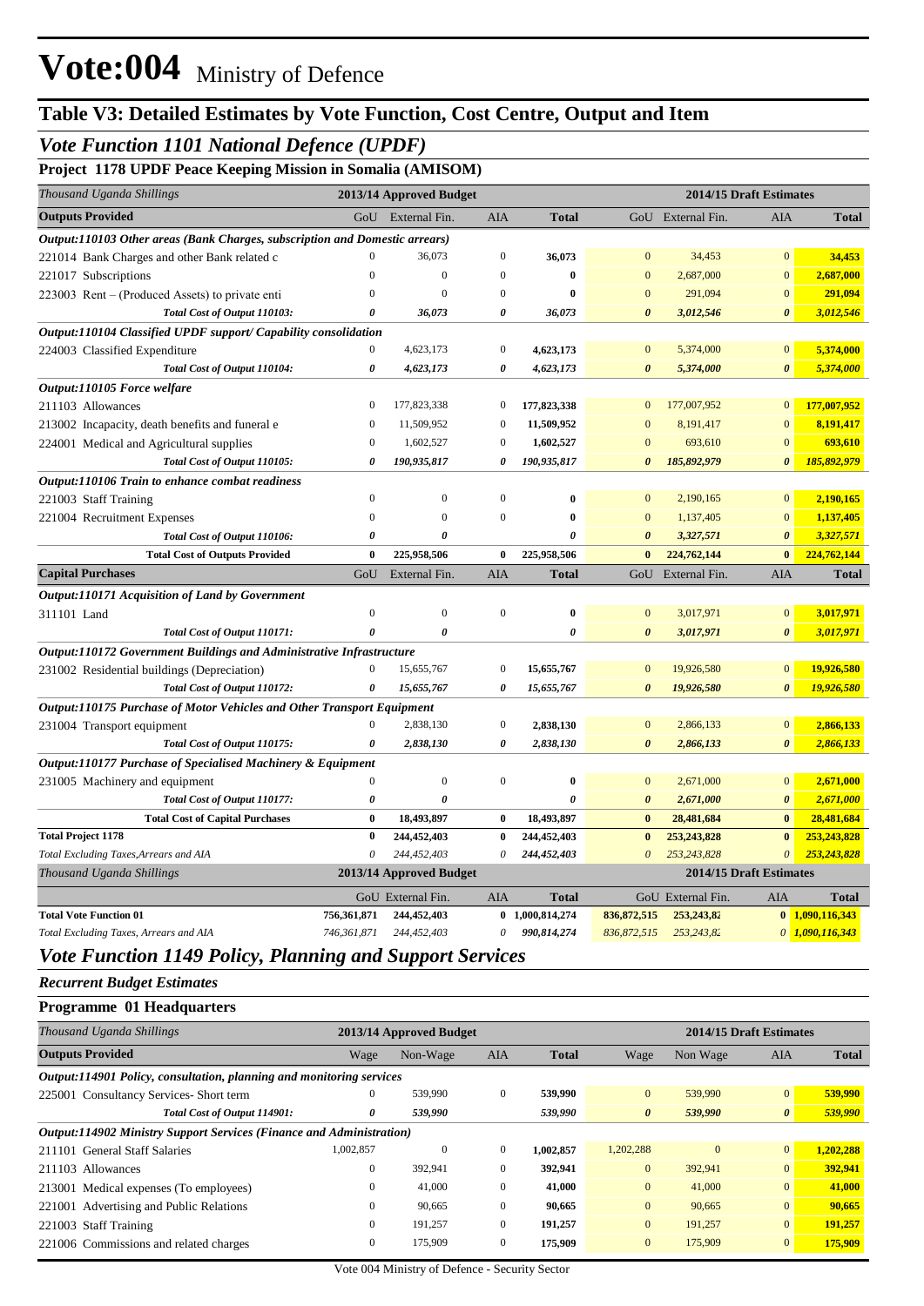# Vote:004 Ministry of Defence

## Table V3: Detailed Estimates by Vote Function, Cost Centre, Output and Item

### Vote Function 1101 National Defence (UPDF)

**Project 1178 UPDF Peace Keeping Mission in Somalia (AMISOM)**

| *Thousand Uganda Shillings* | 2013/14 Approved Budget | | | | 2014/15 Draft Estimates | | | |
|---|---|---|---|---|---|---|---|---|
| **Outputs Provided** | GoU | External Fin. | AIA | Total | GoU | External Fin. | AIA | Total |
| ***Output:110103 Other areas (Bank Charges, subscription and Domestic arrears)*** | | | | | | | | |
| 221014 Bank Charges and other Bank related c | 0 | 36,073 | 0 | **36,073** | 0 | 34,453 | 0 | **34,453** |
| 221017 Subscriptions | 0 | 0 | 0 | **0** | 0 | 2,687,000 | 0 | **2,687,000** |
| 223003 Rent – (Produced Assets) to private enti | 0 | 0 | 0 | **0** | 0 | 291,094 | 0 | **291,094** |
| *Total Cost of Output 110103:* | *0* | *36,073* | *0* | *36,073* | *0* | *3,012,546* | *0* | *3,012,546* |
| ***Output:110104 Classified UPDF support/ Capability consolidation*** | | | | | | | | |
| 224003 Classified Expenditure | 0 | 4,623,173 | 0 | **4,623,173** | 0 | 5,374,000 | 0 | **5,374,000** |
| *Total Cost of Output 110104:* | *0* | *4,623,173* | *0* | *4,623,173* | *0* | *5,374,000* | *0* | *5,374,000* |
| ***Output:110105 Force welfare*** | | | | | | | | |
| 211103 Allowances | 0 | 177,823,338 | 0 | **177,823,338** | 0 | 177,007,952 | 0 | **177,007,952** |
| 213002 Incapacity, death benefits and funeral e | 0 | 11,509,952 | 0 | **11,509,952** | 0 | 8,191,417 | 0 | **8,191,417** |
| 224001 Medical and Agricultural supplies | 0 | 1,602,527 | 0 | **1,602,527** | 0 | 693,610 | 0 | **693,610** |
| *Total Cost of Output 110105:* | *0* | *190,935,817* | *0* | *190,935,817* | *0* | *185,892,979* | *0* | *185,892,979* |
| ***Output:110106 Train to enhance combat readiness*** | | | | | | | | |
| 221003 Staff Training | 0 | 0 | 0 | **0** | 0 | 2,190,165 | 0 | **2,190,165** |
| 221004 Recruitment Expenses | 0 | 0 | 0 | **0** | 0 | 1,137,405 | 0 | **1,137,405** |
| *Total Cost of Output 110106:* | *0* | *0* | | *0* | *0* | *3,327,571* | *0* | *3,327,571* |
| **Total Cost of Outputs Provided** | **0** | **225,958,506** | **0** | **225,958,506** | **0** | **224,762,144** | **0** | **224,762,144** |
| **Capital Purchases** | GoU | External Fin. | AIA | Total | GoU | External Fin. | AIA | Total |
| ***Output:110171 Acquisition of Land by Government*** | | | | | | | | |
| 311101 Land | 0 | 0 | 0 | **0** | 0 | 3,017,971 | 0 | **3,017,971** |
| *Total Cost of Output 110171:* | *0* | *0* | | *0* | *0* | *3,017,971* | *0* | *3,017,971* |
| ***Output:110172 Government Buildings and Administrative Infrastructure*** | | | | | | | | |
| 231002 Residential buildings (Depreciation) | 0 | 15,655,767 | 0 | **15,655,767** | 0 | 19,926,580 | 0 | **19,926,580** |
| *Total Cost of Output 110172:* | *0* | *15,655,767* | *0* | *15,655,767* | *0* | *19,926,580* | *0* | *19,926,580* |
| ***Output:110175 Purchase of Motor Vehicles and Other Transport Equipment*** | | | | | | | | |
| 231004 Transport equipment | 0 | 2,838,130 | 0 | **2,838,130** | 0 | 2,866,133 | 0 | **2,866,133** |
| *Total Cost of Output 110175:* | *0* | *2,838,130* | *0* | *2,838,130* | *0* | *2,866,133* | *0* | *2,866,133* |
| ***Output:110177 Purchase of Specialised Machinery & Equipment*** | | | | | | | | |
| 231005 Machinery and equipment | 0 | 0 | 0 | **0** | 0 | 2,671,000 | 0 | **2,671,000** |
| *Total Cost of Output 110177:* | *0* | *0* | | *0* | *0* | *2,671,000* | *0* | *2,671,000* |
| **Total Cost of Capital Purchases** | **0** | **18,493,897** | **0** | **18,493,897** | **0** | **28,481,684** | **0** | **28,481,684** |
| **Total Project 1178** | **0** | **244,452,403** | **0** | **244,452,403** | **0** | **253,243,828** | **0** | **253,243,828** |
| *Total Excluding Taxes,Arrears and AIA* | *0* | *244,452,403* | *0* | *244,452,403* | *0* | *253,243,828* | *0* | *253,243,828* |

| *Thousand Uganda Shillings* | 2013/14 Approved Budget | | | | 2014/15 Draft Estimates | | | |
|---|---|---|---|---|---|---|---|---|
| | GoU | External Fin. | AIA | Total | GoU | External Fin. | AIA | Total |
| **Total Vote Function 01** | **756,361,871** | **244,452,403** | **0** | **1,000,814,274** | **836,872,515** | **253,243,82** | **0** | **1,090,116,343** |
| *Total Excluding Taxes, Arrears and AIA* | *746,361,871* | *244,452,403* | *0* | *990,814,274* | *836,872,515* | *253,243,82* | *0* | *1,090,116,343* |

### Vote Function 1149 Policy, Planning and Support Services

***Recurrent Budget Estimates***

**Programme 01 Headquarters**

| *Thousand Uganda Shillings* | 2013/14 Approved Budget | | | | 2014/15 Draft Estimates | | | |
|---|---|---|---|---|---|---|---|---|
| **Outputs Provided** | Wage | Non-Wage | AIA | Total | Wage | Non Wage | AIA | Total |
| ***Output:114901 Policy, consultation, planning and monitoring services*** | | | | | | | | |
| 225001 Consultancy Services- Short term | 0 | 539,990 | 0 | **539,990** | 0 | 539,990 | 0 | **539,990** |
| *Total Cost of Output 114901:* | *0* | *539,990* | | *539,990* | *0* | *539,990* | *0* | *539,990* |
| ***Output:114902 Ministry Support Services (Finance and Administration)*** | | | | | | | | |
| 211101 General Staff Salaries | 1,002,857 | 0 | 0 | **1,002,857** | 1,202,288 | 0 | 0 | **1,202,288** |
| 211103 Allowances | 0 | 392,941 | 0 | **392,941** | 0 | 392,941 | 0 | **392,941** |
| 213001 Medical expenses (To employees) | 0 | 41,000 | 0 | **41,000** | 0 | 41,000 | 0 | **41,000** |
| 221001 Advertising and Public Relations | 0 | 90,665 | 0 | **90,665** | 0 | 90,665 | 0 | **90,665** |
| 221003 Staff Training | 0 | 191,257 | 0 | **191,257** | 0 | 191,257 | 0 | **191,257** |
| 221006 Commissions and related charges | 0 | 175,909 | 0 | **175,909** | 0 | 175,909 | 0 | **175,909** |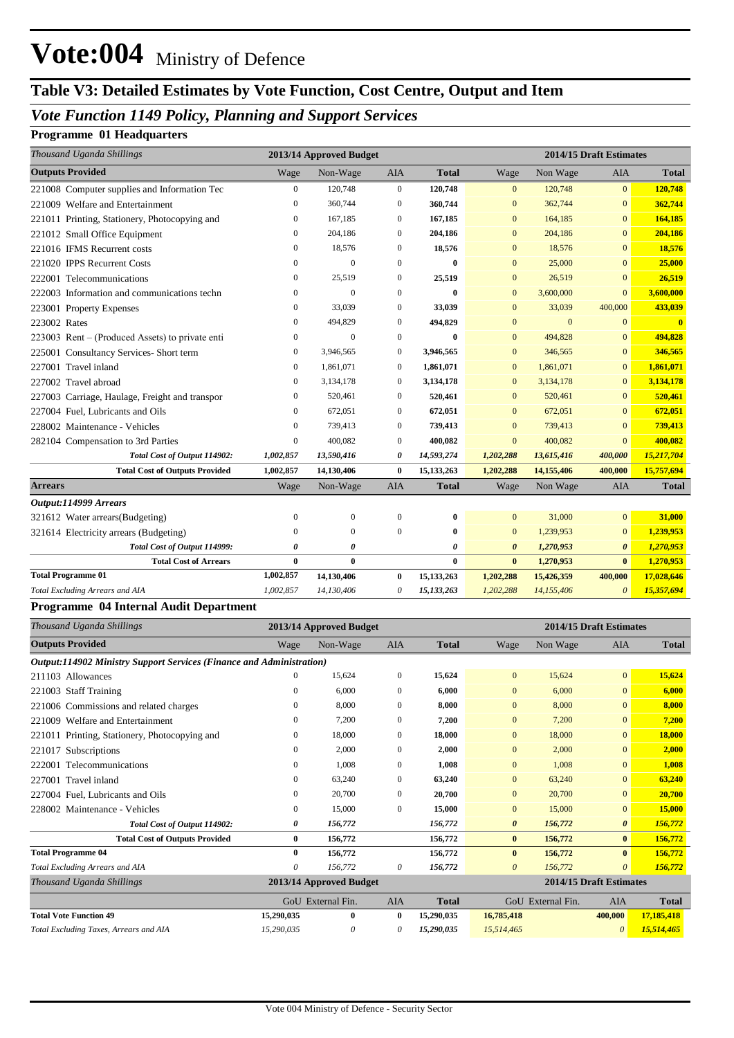# Vote:004 Ministry of Defence

## Table V3: Detailed Estimates by Vote Function, Cost Centre, Output and Item

### *Vote Function 1149 Policy, Planning and Support Services*

**Programme 01 Headquarters**

| *Thousand Uganda Shillings* | 2013/14 Approved Budget | | | | 2014/15 Draft Estimates | | | |
|---|---|---|---|---|---|---|---|---|
| **Outputs Provided** | Wage | Non-Wage | AIA | **Total** | Wage | Non Wage | AIA | **Total** |
| 221008 Computer supplies and Information Tec | 0 | 120,748 | 0 | **120,748** | 0 | 120,748 | 0 | **120,748** |
| 221009 Welfare and Entertainment | 0 | 360,744 | 0 | **360,744** | 0 | 362,744 | 0 | **362,744** |
| 221011 Printing, Stationery, Photocopying and | 0 | 167,185 | 0 | **167,185** | 0 | 164,185 | 0 | **164,185** |
| 221012 Small Office Equipment | 0 | 204,186 | 0 | **204,186** | 0 | 204,186 | 0 | **204,186** |
| 221016 IFMS Recurrent costs | 0 | 18,576 | 0 | **18,576** | 0 | 18,576 | 0 | **18,576** |
| 221020 IPPS Recurrent Costs | 0 | 0 | 0 | **0** | 0 | 25,000 | 0 | **25,000** |
| 222001 Telecommunications | 0 | 25,519 | 0 | **25,519** | 0 | 26,519 | 0 | **26,519** |
| 222003 Information and communications techn | 0 | 0 | 0 | **0** | 0 | 3,600,000 | 0 | **3,600,000** |
| 223001 Property Expenses | 0 | 33,039 | 0 | **33,039** | 0 | 33,039 | 400,000 | **433,039** |
| 223002 Rates | 0 | 494,829 | 0 | **494,829** | 0 | 0 | 0 | **0** |
| 223003 Rent – (Produced Assets) to private enti | 0 | 0 | 0 | **0** | 0 | 494,828 | 0 | **494,828** |
| 225001 Consultancy Services- Short term | 0 | 3,946,565 | 0 | **3,946,565** | 0 | 346,565 | 0 | **346,565** |
| 227001 Travel inland | 0 | 1,861,071 | 0 | **1,861,071** | 0 | 1,861,071 | 0 | **1,861,071** |
| 227002 Travel abroad | 0 | 3,134,178 | 0 | **3,134,178** | 0 | 3,134,178 | 0 | **3,134,178** |
| 227003 Carriage, Haulage, Freight and transpor | 0 | 520,461 | 0 | **520,461** | 0 | 520,461 | 0 | **520,461** |
| 227004 Fuel, Lubricants and Oils | 0 | 672,051 | 0 | **672,051** | 0 | 672,051 | 0 | **672,051** |
| 228002 Maintenance - Vehicles | 0 | 739,413 | 0 | **739,413** | 0 | 739,413 | 0 | **739,413** |
| 282104 Compensation to 3rd Parties | 0 | 400,082 | 0 | **400,082** | 0 | 400,082 | 0 | **400,082** |
| ***Total Cost of Output 114902:*** | ***1,002,857*** | ***13,590,416*** | ***0*** | ***14,593,274*** | ***1,202,288*** | ***13,615,416*** | ***400,000*** | ***15,217,704*** |
| **Total Cost of Outputs Provided** | **1,002,857** | **14,130,406** | **0** | **15,133,263** | **1,202,288** | **14,155,406** | **400,000** | **15,757,694** |
| **Arrears** | Wage | Non-Wage | AIA | **Total** | Wage | Non Wage | AIA | **Total** |
| ***Output:114999 Arrears*** | | | | | | | | |
| 321612 Water arrears(Budgeting) | 0 | 0 | 0 | **0** | 0 | 31,000 | 0 | **31,000** |
| 321614 Electricity arrears (Budgeting) | 0 | 0 | 0 | **0** | 0 | 1,239,953 | 0 | **1,239,953** |
| ***Total Cost of Output 114999:*** | ***0*** | ***0*** | | ***0*** | ***0*** | ***1,270,953*** | ***0*** | ***1,270,953*** |
| **Total Cost of Arrears** | **0** | **0** | | **0** | **0** | **1,270,953** | **0** | **1,270,953** |
| **Total Programme 01** | **1,002,857** | **14,130,406** | **0** | **15,133,263** | **1,202,288** | **15,426,359** | **400,000** | **17,028,646** |
| *Total Excluding Arrears and AIA* | *1,002,857* | *14,130,406* | *0* | *15,133,263* | *1,202,288* | *14,155,406* | *0* | *15,357,694* |

**Programme 04 Internal Audit Department**

| *Thousand Uganda Shillings* | 2013/14 Approved Budget | | | | 2014/15 Draft Estimates | | | |
|---|---|---|---|---|---|---|---|---|
| **Outputs Provided** | Wage | Non-Wage | AIA | **Total** | Wage | Non Wage | AIA | **Total** |
| ***Output:114902 Ministry Support Services (Finance and Administration)*** | | | | | | | | |
| 211103 Allowances | 0 | 15,624 | 0 | **15,624** | 0 | 15,624 | 0 | **15,624** |
| 221003 Staff Training | 0 | 6,000 | 0 | **6,000** | 0 | 6,000 | 0 | **6,000** |
| 221006 Commissions and related charges | 0 | 8,000 | 0 | **8,000** | 0 | 8,000 | 0 | **8,000** |
| 221009 Welfare and Entertainment | 0 | 7,200 | 0 | **7,200** | 0 | 7,200 | 0 | **7,200** |
| 221011 Printing, Stationery, Photocopying and | 0 | 18,000 | 0 | **18,000** | 0 | 18,000 | 0 | **18,000** |
| 221017 Subscriptions | 0 | 2,000 | 0 | **2,000** | 0 | 2,000 | 0 | **2,000** |
| 222001 Telecommunications | 0 | 1,008 | 0 | **1,008** | 0 | 1,008 | 0 | **1,008** |
| 227001 Travel inland | 0 | 63,240 | 0 | **63,240** | 0 | 63,240 | 0 | **63,240** |
| 227004 Fuel, Lubricants and Oils | 0 | 20,700 | 0 | **20,700** | 0 | 20,700 | 0 | **20,700** |
| 228002 Maintenance - Vehicles | 0 | 15,000 | 0 | **15,000** | 0 | 15,000 | 0 | **15,000** |
| ***Total Cost of Output 114902:*** | ***0*** | ***156,772*** | | ***156,772*** | ***0*** | ***156,772*** | ***0*** | ***156,772*** |
| **Total Cost of Outputs Provided** | **0** | **156,772** | | **156,772** | **0** | **156,772** | **0** | **156,772** |
| **Total Programme 04** | **0** | **156,772** | | **156,772** | **0** | **156,772** | **0** | **156,772** |
| *Total Excluding Arrears and AIA* | *0* | *156,772* | *0* | *156,772* | *0* | *156,772* | *0* | *156,772* |

| *Thousand Uganda Shillings* | 2013/14 Approved Budget | | | | 2014/15 Draft Estimates | | | |
|---|---|---|---|---|---|---|---|---|
| | GoU | External Fin. | AIA | **Total** | GoU | External Fin. | AIA | **Total** |
| **Total Vote Function 49** | **15,290,035** | **0** | **0** | **15,290,035** | **16,785,418** | | **400,000** | **17,185,418** |
| *Total Excluding Taxes, Arrears and AIA* | *15,290,035* | *0* | *0* | *15,290,035* | *15,514,465* | | *0* | *15,514,465* |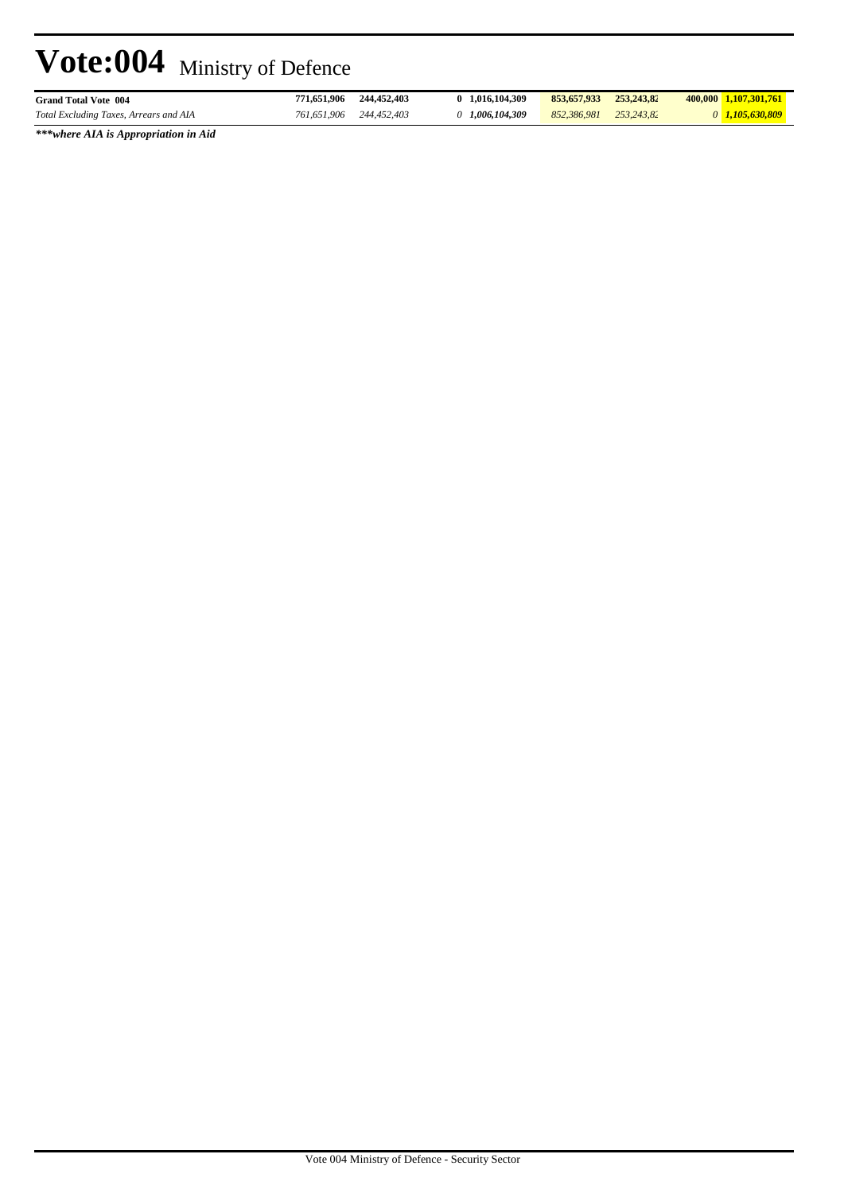# Vote:004 Ministry of Defence

| | | | | | | | | |
|---|---|---|---|---|---|---|---|---|
| **Grand Total Vote 004** | **771,651,906** | **244,452,403** | **0** | **1,016,104,309** | **853,657,933** | **253,243,82** | **400,000** | **1,107,301,761** |
| *Total Excluding Taxes, Arrears and AIA* | *761,651,906* | *244,452,403* | *0* | ***1,006,104,309*** | *852,386,981* | *253,243,82* | *0* | ***1,105,630,809*** |

***\*\*\*where AIA is Appropriation in Aid***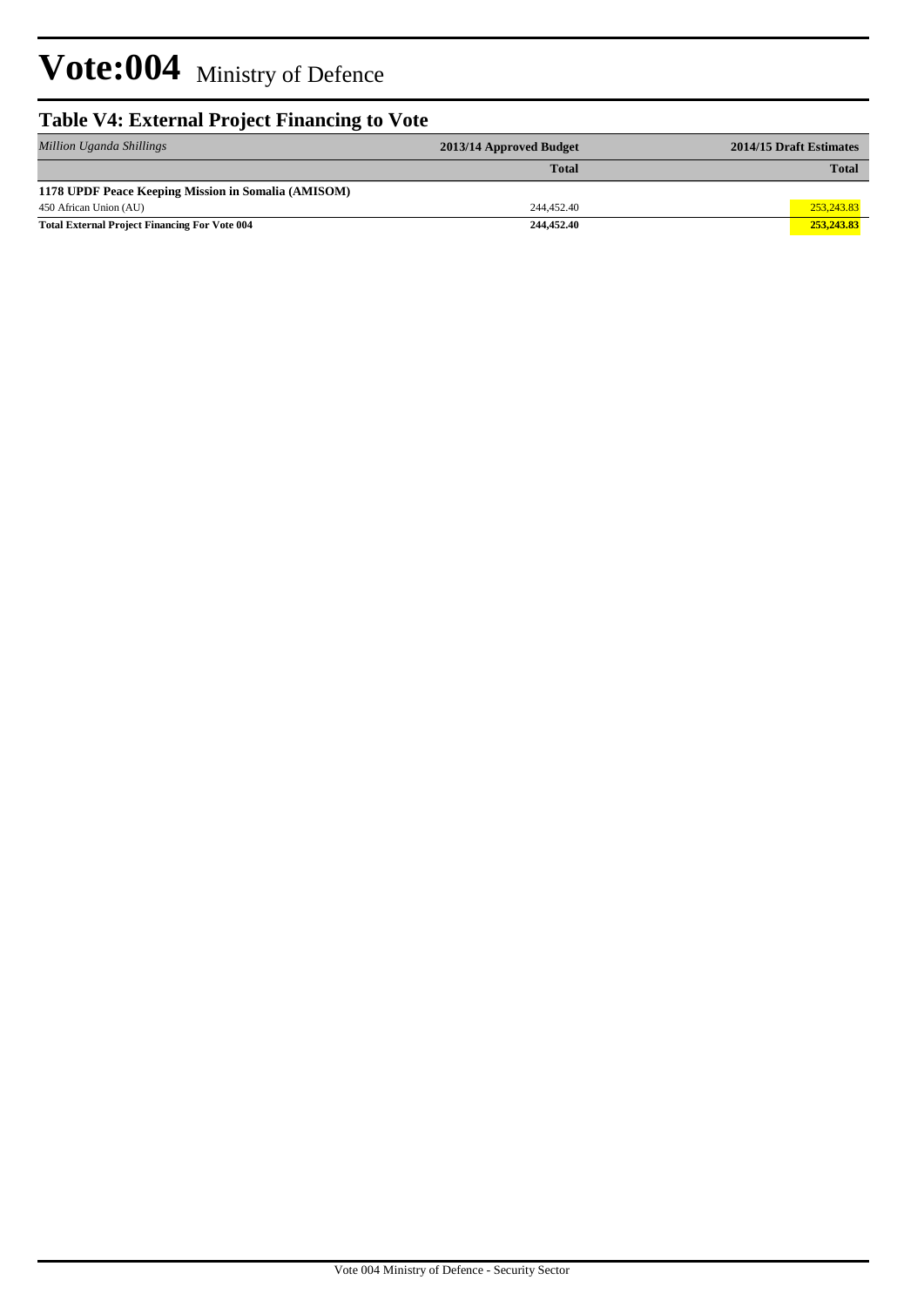# Vote:004 Ministry of Defence

## Table V4: External Project Financing to Vote

| *Million Uganda Shillings* | 2013/14 Approved Budget | 2014/15 Draft Estimates |
|---|---|---|
| | **Total** | **Total** |
| **1178 UPDF Peace Keeping Mission in Somalia (AMISOM)** | | |
| 450 African Union (AU) | 244,452.40 | 253,243.83 |
| **Total External Project Financing For Vote 004** | **244,452.40** | **253,243.83** |